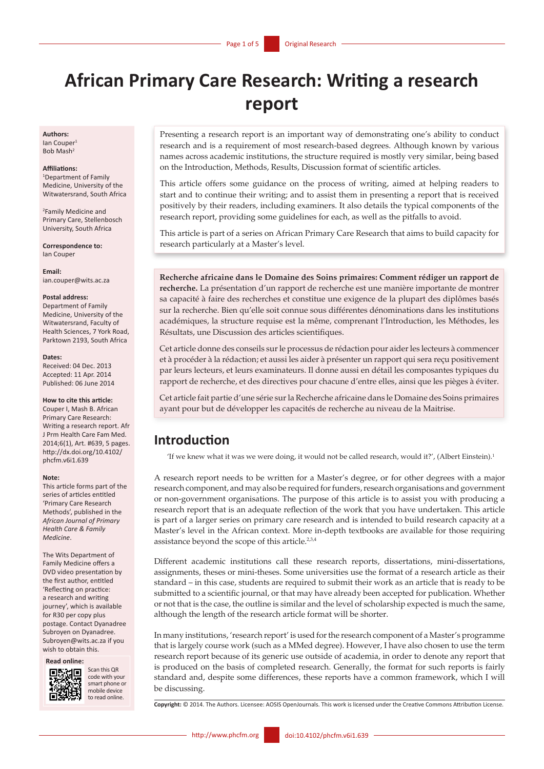# African Primary Care Research: Writing a research report

**Authors:**
Ian Couper[1]
Bob Mash[2]

**Affiliations:**
[1]Department of Family Medicine, University of the Witwatersrand, South Africa

[2]Family Medicine and Primary Care, Stellenbosch University, South Africa

**Correspondence to:**
Ian Couper

**Email:**
ian.couper@wits.ac.za

**Postal address:**
Department of Family Medicine, University of the Witwatersrand, Faculty of Health Sciences, 7 York Road, Parktown 2193, South Africa

**Dates:**
Received: 04 Dec. 2013
Accepted: 11 Apr. 2014
Published: 06 June 2014

**How to cite this article:**
Couper I, Mash B. African Primary Care Research: Writing a research report. Afr J Prm Health Care Fam Med. 2014;6(1), Art. #639, 5 pages. http://dx.doi.org/10.4102/phcfm.v6i1.639

**Note:**
This article forms part of the series of articles entitled 'Primary Care Research Methods', published in the *African Journal of Primary Health Care & Family Medicine*.

The Wits Department of Family Medicine offers a DVD video presentation by the first author, entitled 'Reflecting on practice: a research and writing journey', which is available for R30 per copy plus postage. Contact Dyanadree Subroyen on Dyanadree.Subroyen@wits.ac.za if you wish to obtain this.

**Read online:**
Scan this QR code with your smart phone or mobile device to read online.

Presenting a research report is an important way of demonstrating one's ability to conduct research and is a requirement of most research-based degrees. Although known by various names across academic institutions, the structure required is mostly very similar, being based on the Introduction, Methods, Results, Discussion format of scientific articles.

This article offers some guidance on the process of writing, aimed at helping readers to start and to continue their writing; and to assist them in presenting a report that is received positively by their readers, including examiners. It also details the typical components of the research report, providing some guidelines for each, as well as the pitfalls to avoid.

This article is part of a series on African Primary Care Research that aims to build capacity for research particularly at a Master's level.

**Recherche africaine dans le Domaine des Soins primaires: Comment rédiger un rapport de recherche.** La présentation d'un rapport de recherche est une manière importante de montrer sa capacité à faire des recherches et constitue une exigence de la plupart des diplômes basés sur la recherche. Bien qu'elle soit connue sous différentes dénominations dans les institutions académiques, la structure requise est la même, comprenant l'Introduction, les Méthodes, les Résultats, une Discussion des articles scientifiques.

Cet article donne des conseils sur le processus de rédaction pour aider les lecteurs à commencer et à procéder à la rédaction; et aussi les aider à présenter un rapport qui sera reçu positivement par leurs lecteurs, et leurs examinateurs. Il donne aussi en détail les composantes typiques du rapport de recherche, et des directives pour chacune d'entre elles, ainsi que les pièges à éviter.

Cet article fait partie d'une série sur la Recherche africaine dans le Domaine des Soins primaires ayant pour but de développer les capacités de recherche au niveau de la Maitrise.

## Introduction

'If we knew what it was we were doing, it would not be called research, would it?', (Albert Einstein).[1]

A research report needs to be written for a Master's degree, or for other degrees with a major research component, and may also be required for funders, research organisations and government or non-government organisations. The purpose of this article is to assist you with producing a research report that is an adequate reflection of the work that you have undertaken. This article is part of a larger series on primary care research and is intended to build research capacity at a Master's level in the African context. More in-depth textbooks are available for those requiring assistance beyond the scope of this article.[2,3,4]

Different academic institutions call these research reports, dissertations, mini-dissertations, assignments, theses or mini-theses. Some universities use the format of a research article as their standard – in this case, students are required to submit their work as an article that is ready to be submitted to a scientific journal, or that may have already been accepted for publication. Whether or not that is the case, the outline is similar and the level of scholarship expected is much the same, although the length of the research article format will be shorter.

In many institutions, 'research report' is used for the research component of a Master's programme that is largely course work (such as a MMed degree). However, I have also chosen to use the term research report because of its generic use outside of academia, in order to denote any report that is produced on the basis of completed research. Generally, the format for such reports is fairly standard and, despite some differences, these reports have a common framework, which I will be discussing.

**Copyright:** © 2014. The Authors. Licensee: AOSIS OpenJournals. This work is licensed under the Creative Commons Attribution License.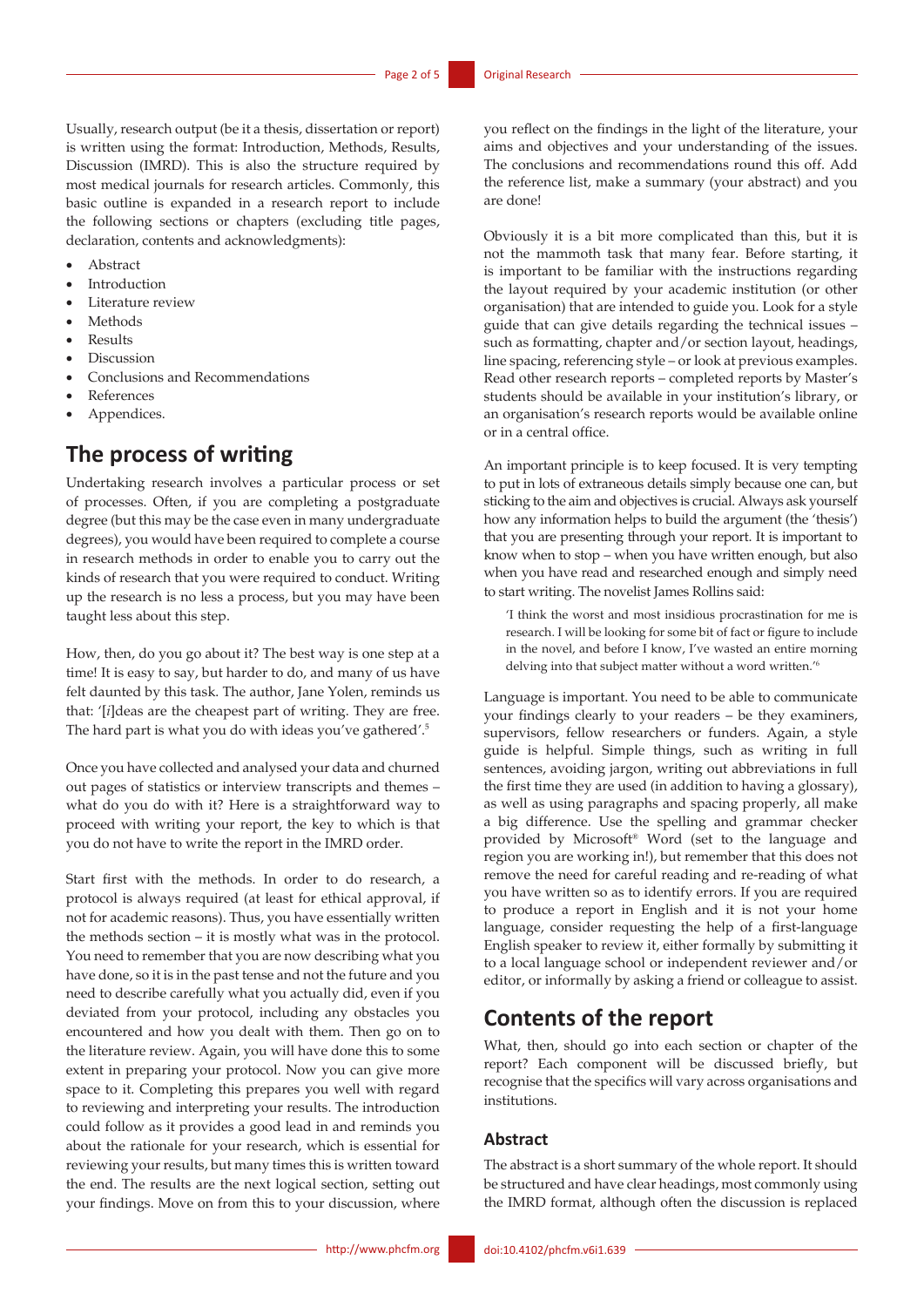Usually, research output (be it a thesis, dissertation or report) is written using the format: Introduction, Methods, Results, Discussion (IMRD). This is also the structure required by most medical journals for research articles. Commonly, this basic outline is expanded in a research report to include the following sections or chapters (excluding title pages, declaration, contents and acknowledgments):

- Abstract
- Introduction
- Literature review
- Methods
- Results
- Discussion
- Conclusions and Recommendations
- References
- Appendices.

## The process of writing

Undertaking research involves a particular process or set of processes. Often, if you are completing a postgraduate degree (but this may be the case even in many undergraduate degrees), you would have been required to complete a course in research methods in order to enable you to carry out the kinds of research that you were required to conduct. Writing up the research is no less a process, but you may have been taught less about this step.

How, then, do you go about it? The best way is one step at a time! It is easy to say, but harder to do, and many of us have felt daunted by this task. The author, Jane Yolen, reminds us that: '[*i*]deas are the cheapest part of writing. They are free. The hard part is what you do with ideas you've gathered'.[5]

Once you have collected and analysed your data and churned out pages of statistics or interview transcripts and themes – what do you do with it? Here is a straightforward way to proceed with writing your report, the key to which is that you do not have to write the report in the IMRD order.

Start first with the methods. In order to do research, a protocol is always required (at least for ethical approval, if not for academic reasons). Thus, you have essentially written the methods section – it is mostly what was in the protocol. You need to remember that you are now describing what you have done, so it is in the past tense and not the future and you need to describe carefully what you actually did, even if you deviated from your protocol, including any obstacles you encountered and how you dealt with them. Then go on to the literature review. Again, you will have done this to some extent in preparing your protocol. Now you can give more space to it. Completing this prepares you well with regard to reviewing and interpreting your results. The introduction could follow as it provides a good lead in and reminds you about the rationale for your research, which is essential for reviewing your results, but many times this is written toward the end. The results are the next logical section, setting out your findings. Move on from this to your discussion, where you reflect on the findings in the light of the literature, your aims and objectives and your understanding of the issues. The conclusions and recommendations round this off. Add the reference list, make a summary (your abstract) and you are done!

Obviously it is a bit more complicated than this, but it is not the mammoth task that many fear. Before starting, it is important to be familiar with the instructions regarding the layout required by your academic institution (or other organisation) that are intended to guide you. Look for a style guide that can give details regarding the technical issues – such as formatting, chapter and/or section layout, headings, line spacing, referencing style – or look at previous examples. Read other research reports – completed reports by Master's students should be available in your institution's library, or an organisation's research reports would be available online or in a central office.

An important principle is to keep focused. It is very tempting to put in lots of extraneous details simply because one can, but sticking to the aim and objectives is crucial. Always ask yourself how any information helps to build the argument (the 'thesis') that you are presenting through your report. It is important to know when to stop – when you have written enough, but also when you have read and researched enough and simply need to start writing. The novelist James Rollins said:

> 'I think the worst and most insidious procrastination for me is research. I will be looking for some bit of fact or figure to include in the novel, and before I know, I've wasted an entire morning delving into that subject matter without a word written.'[6]

Language is important. You need to be able to communicate your findings clearly to your readers – be they examiners, supervisors, fellow researchers or funders. Again, a style guide is helpful. Simple things, such as writing in full sentences, avoiding jargon, writing out abbreviations in full the first time they are used (in addition to having a glossary), as well as using paragraphs and spacing properly, all make a big difference. Use the spelling and grammar checker provided by Microsoft® Word (set to the language and region you are working in!), but remember that this does not remove the need for careful reading and re-reading of what you have written so as to identify errors. If you are required to produce a report in English and it is not your home language, consider requesting the help of a first-language English speaker to review it, either formally by submitting it to a local language school or independent reviewer and/or editor, or informally by asking a friend or colleague to assist.

## Contents of the report

What, then, should go into each section or chapter of the report? Each component will be discussed briefly, but recognise that the specifics will vary across organisations and institutions.

### Abstract

The abstract is a short summary of the whole report. It should be structured and have clear headings, most commonly using the IMRD format, although often the discussion is replaced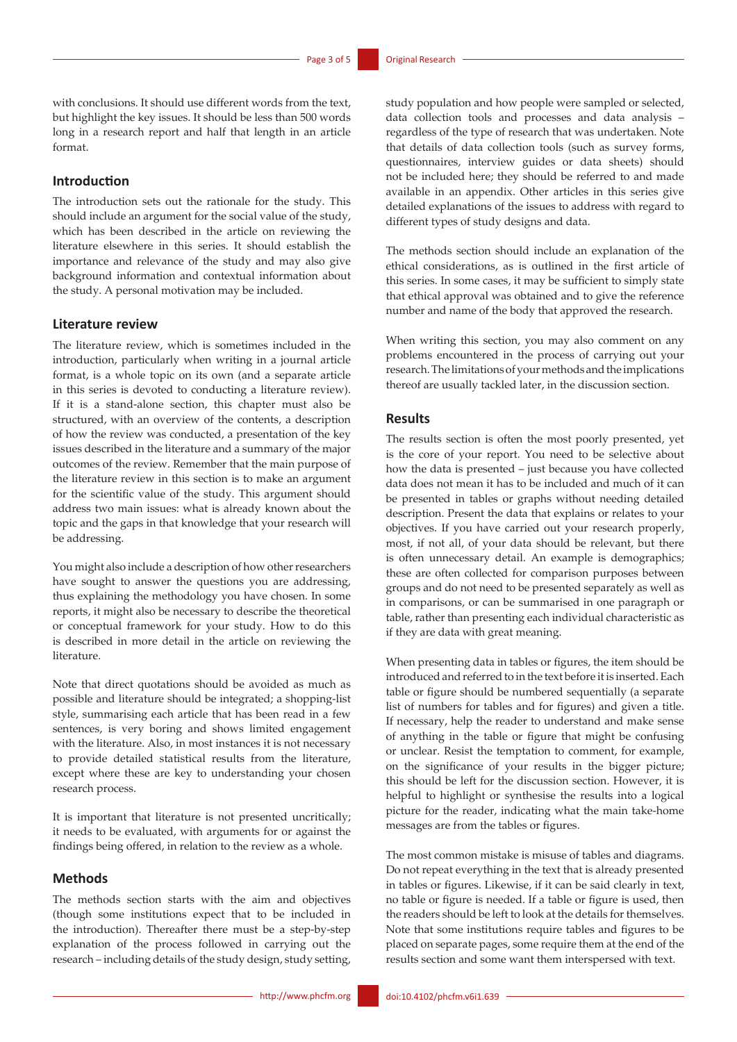with conclusions. It should use different words from the text, but highlight the key issues. It should be less than 500 words long in a research report and half that length in an article format.

## Introduction

The introduction sets out the rationale for the study. This should include an argument for the social value of the study, which has been described in the article on reviewing the literature elsewhere in this series. It should establish the importance and relevance of the study and may also give background information and contextual information about the study. A personal motivation may be included.

## Literature review

The literature review, which is sometimes included in the introduction, particularly when writing in a journal article format, is a whole topic on its own (and a separate article in this series is devoted to conducting a literature review). If it is a stand-alone section, this chapter must also be structured, with an overview of the contents, a description of how the review was conducted, a presentation of the key issues described in the literature and a summary of the major outcomes of the review. Remember that the main purpose of the literature review in this section is to make an argument for the scientific value of the study. This argument should address two main issues: what is already known about the topic and the gaps in that knowledge that your research will be addressing.

You might also include a description of how other researchers have sought to answer the questions you are addressing, thus explaining the methodology you have chosen. In some reports, it might also be necessary to describe the theoretical or conceptual framework for your study. How to do this is described in more detail in the article on reviewing the literature.

Note that direct quotations should be avoided as much as possible and literature should be integrated; a shopping-list style, summarising each article that has been read in a few sentences, is very boring and shows limited engagement with the literature. Also, in most instances it is not necessary to provide detailed statistical results from the literature, except where these are key to understanding your chosen research process.

It is important that literature is not presented uncritically; it needs to be evaluated, with arguments for or against the findings being offered, in relation to the review as a whole.

## Methods

The methods section starts with the aim and objectives (though some institutions expect that to be included in the introduction). Thereafter there must be a step-by-step explanation of the process followed in carrying out the research – including details of the study design, study setting, study population and how people were sampled or selected, data collection tools and processes and data analysis – regardless of the type of research that was undertaken. Note that details of data collection tools (such as survey forms, questionnaires, interview guides or data sheets) should not be included here; they should be referred to and made available in an appendix. Other articles in this series give detailed explanations of the issues to address with regard to different types of study designs and data.

The methods section should include an explanation of the ethical considerations, as is outlined in the first article of this series. In some cases, it may be sufficient to simply state that ethical approval was obtained and to give the reference number and name of the body that approved the research.

When writing this section, you may also comment on any problems encountered in the process of carrying out your research. The limitations of your methods and the implications thereof are usually tackled later, in the discussion section.

## Results

The results section is often the most poorly presented, yet is the core of your report. You need to be selective about how the data is presented – just because you have collected data does not mean it has to be included and much of it can be presented in tables or graphs without needing detailed description. Present the data that explains or relates to your objectives. If you have carried out your research properly, most, if not all, of your data should be relevant, but there is often unnecessary detail. An example is demographics; these are often collected for comparison purposes between groups and do not need to be presented separately as well as in comparisons, or can be summarised in one paragraph or table, rather than presenting each individual characteristic as if they are data with great meaning.

When presenting data in tables or figures, the item should be introduced and referred to in the text before it is inserted. Each table or figure should be numbered sequentially (a separate list of numbers for tables and for figures) and given a title. If necessary, help the reader to understand and make sense of anything in the table or figure that might be confusing or unclear. Resist the temptation to comment, for example, on the significance of your results in the bigger picture; this should be left for the discussion section. However, it is helpful to highlight or synthesise the results into a logical picture for the reader, indicating what the main take-home messages are from the tables or figures.

The most common mistake is misuse of tables and diagrams. Do not repeat everything in the text that is already presented in tables or figures. Likewise, if it can be said clearly in text, no table or figure is needed. If a table or figure is used, then the readers should be left to look at the details for themselves. Note that some institutions require tables and figures to be placed on separate pages, some require them at the end of the results section and some want them interspersed with text.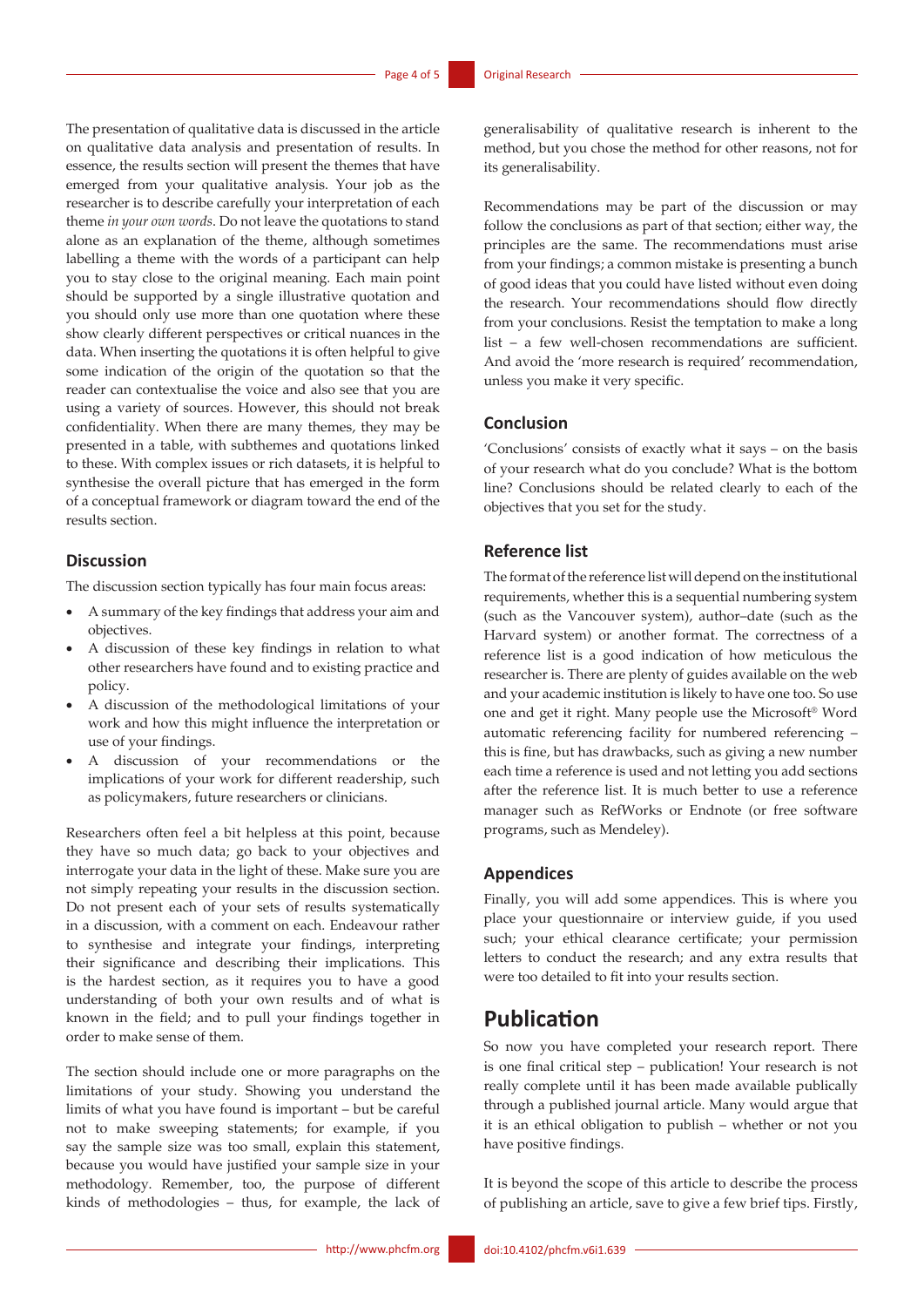The presentation of qualitative data is discussed in the article on qualitative data analysis and presentation of results. In essence, the results section will present the themes that have emerged from your qualitative analysis. Your job as the researcher is to describe carefully your interpretation of each theme *in your own words*. Do not leave the quotations to stand alone as an explanation of the theme, although sometimes labelling a theme with the words of a participant can help you to stay close to the original meaning. Each main point should be supported by a single illustrative quotation and you should only use more than one quotation where these show clearly different perspectives or critical nuances in the data. When inserting the quotations it is often helpful to give some indication of the origin of the quotation so that the reader can contextualise the voice and also see that you are using a variety of sources. However, this should not break confidentiality. When there are many themes, they may be presented in a table, with subthemes and quotations linked to these. With complex issues or rich datasets, it is helpful to synthesise the overall picture that has emerged in the form of a conceptual framework or diagram toward the end of the results section.

### Discussion

The discussion section typically has four main focus areas:

- A summary of the key findings that address your aim and objectives.
- A discussion of these key findings in relation to what other researchers have found and to existing practice and policy.
- A discussion of the methodological limitations of your work and how this might influence the interpretation or use of your findings.
- A discussion of your recommendations or the implications of your work for different readership, such as policymakers, future researchers or clinicians.

Researchers often feel a bit helpless at this point, because they have so much data; go back to your objectives and interrogate your data in the light of these. Make sure you are not simply repeating your results in the discussion section. Do not present each of your sets of results systematically in a discussion, with a comment on each. Endeavour rather to synthesise and integrate your findings, interpreting their significance and describing their implications. This is the hardest section, as it requires you to have a good understanding of both your own results and of what is known in the field; and to pull your findings together in order to make sense of them.

The section should include one or more paragraphs on the limitations of your study. Showing you understand the limits of what you have found is important – but be careful not to make sweeping statements; for example, if you say the sample size was too small, explain this statement, because you would have justified your sample size in your methodology. Remember, too, the purpose of different kinds of methodologies – thus, for example, the lack of generalisability of qualitative research is inherent to the method, but you chose the method for other reasons, not for its generalisability.

Recommendations may be part of the discussion or may follow the conclusions as part of that section; either way, the principles are the same. The recommendations must arise from your findings; a common mistake is presenting a bunch of good ideas that you could have listed without even doing the research. Your recommendations should flow directly from your conclusions. Resist the temptation to make a long list – a few well-chosen recommendations are sufficient. And avoid the 'more research is required' recommendation, unless you make it very specific.

### Conclusion

'Conclusions' consists of exactly what it says – on the basis of your research what do you conclude? What is the bottom line? Conclusions should be related clearly to each of the objectives that you set for the study.

### Reference list

The format of the reference list will depend on the institutional requirements, whether this is a sequential numbering system (such as the Vancouver system), author–date (such as the Harvard system) or another format. The correctness of a reference list is a good indication of how meticulous the researcher is. There are plenty of guides available on the web and your academic institution is likely to have one too. So use one and get it right. Many people use the Microsoft® Word automatic referencing facility for numbered referencing – this is fine, but has drawbacks, such as giving a new number each time a reference is used and not letting you add sections after the reference list. It is much better to use a reference manager such as RefWorks or Endnote (or free software programs, such as Mendeley).

### Appendices

Finally, you will add some appendices. This is where you place your questionnaire or interview guide, if you used such; your ethical clearance certificate; your permission letters to conduct the research; and any extra results that were too detailed to fit into your results section.

## Publication

So now you have completed your research report. There is one final critical step – publication! Your research is not really complete until it has been made available publically through a published journal article. Many would argue that it is an ethical obligation to publish – whether or not you have positive findings.

It is beyond the scope of this article to describe the process of publishing an article, save to give a few brief tips. Firstly,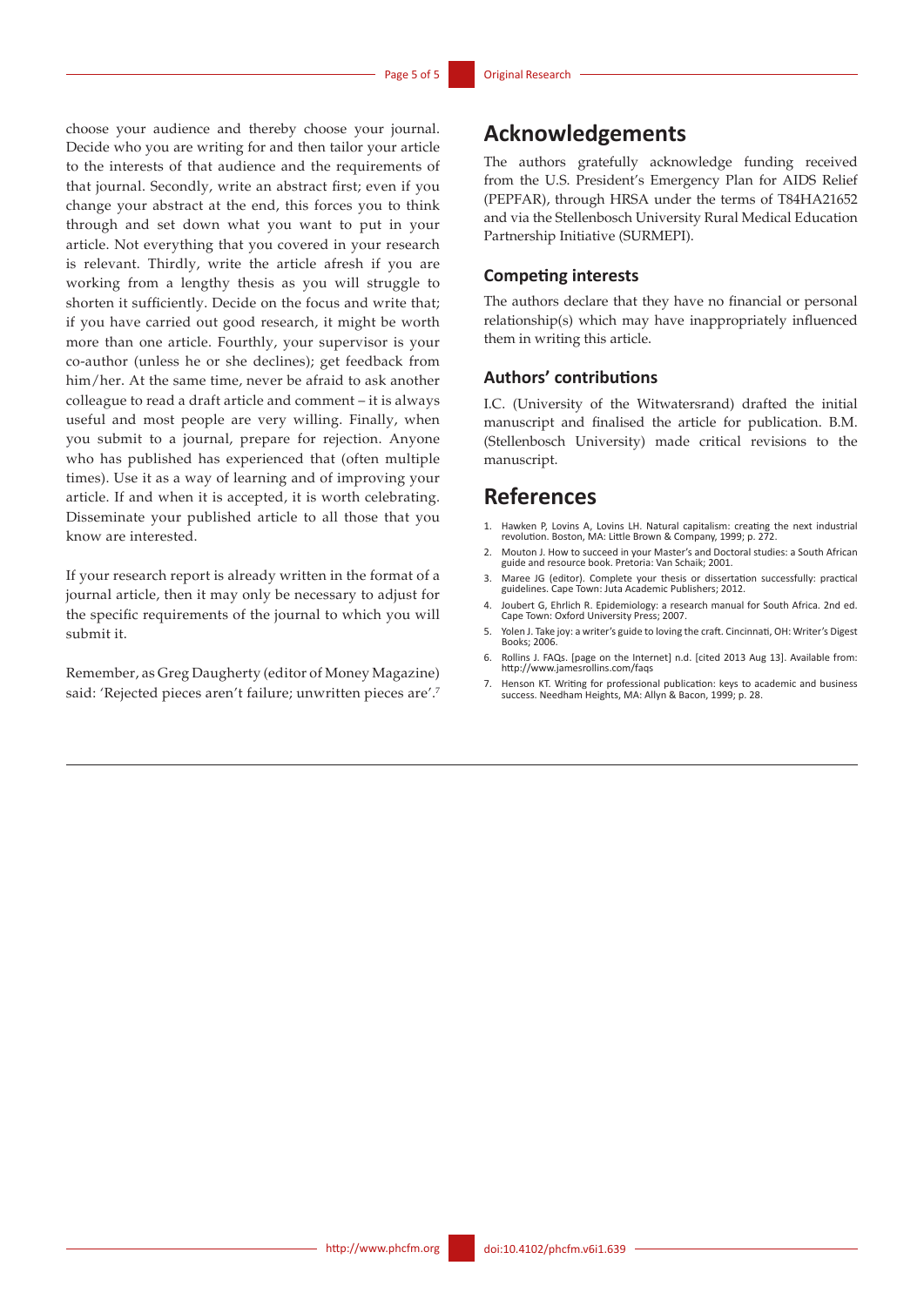choose your audience and thereby choose your journal. Decide who you are writing for and then tailor your article to the interests of that audience and the requirements of that journal. Secondly, write an abstract first; even if you change your abstract at the end, this forces you to think through and set down what you want to put in your article. Not everything that you covered in your research is relevant. Thirdly, write the article afresh if you are working from a lengthy thesis as you will struggle to shorten it sufficiently. Decide on the focus and write that; if you have carried out good research, it might be worth more than one article. Fourthly, your supervisor is your co-author (unless he or she declines); get feedback from him/her. At the same time, never be afraid to ask another colleague to read a draft article and comment – it is always useful and most people are very willing. Finally, when you submit to a journal, prepare for rejection. Anyone who has published has experienced that (often multiple times). Use it as a way of learning and of improving your article. If and when it is accepted, it is worth celebrating. Disseminate your published article to all those that you know are interested.

If your research report is already written in the format of a journal article, then it may only be necessary to adjust for the specific requirements of the journal to which you will submit it.

Remember, as Greg Daugherty (editor of Money Magazine) said: 'Rejected pieces aren't failure; unwritten pieces are'.[7]

## Acknowledgements

The authors gratefully acknowledge funding received from the U.S. President's Emergency Plan for AIDS Relief (PEPFAR), through HRSA under the terms of T84HA21652 and via the Stellenbosch University Rural Medical Education Partnership Initiative (SURMEPI).

### Competing interests

The authors declare that they have no financial or personal relationship(s) which may have inappropriately influenced them in writing this article.

### Authors' contributions

I.C. (University of the Witwatersrand) drafted the initial manuscript and finalised the article for publication. B.M. (Stellenbosch University) made critical revisions to the manuscript.

## References

1. Hawken P, Lovins A, Lovins LH. Natural capitalism: creating the next industrial revolution. Boston, MA: Little Brown & Company, 1999; p. 272.
2. Mouton J. How to succeed in your Master's and Doctoral studies: a South African guide and resource book. Pretoria: Van Schaik; 2001.
3. Maree JG (editor). Complete your thesis or dissertation successfully: practical guidelines. Cape Town: Juta Academic Publishers; 2012.
4. Joubert G, Ehrlich R. Epidemiology: a research manual for South Africa. 2nd ed. Cape Town: Oxford University Press; 2007.
5. Yolen J. Take joy: a writer's guide to loving the craft. Cincinnati, OH: Writer's Digest Books; 2006.
6. Rollins J. FAQs. [page on the Internet] n.d. [cited 2013 Aug 13]. Available from: http://www.jamesrollins.com/faqs
7. Henson KT. Writing for professional publication: keys to academic and business success. Needham Heights, MA: Allyn & Bacon, 1999; p. 28.